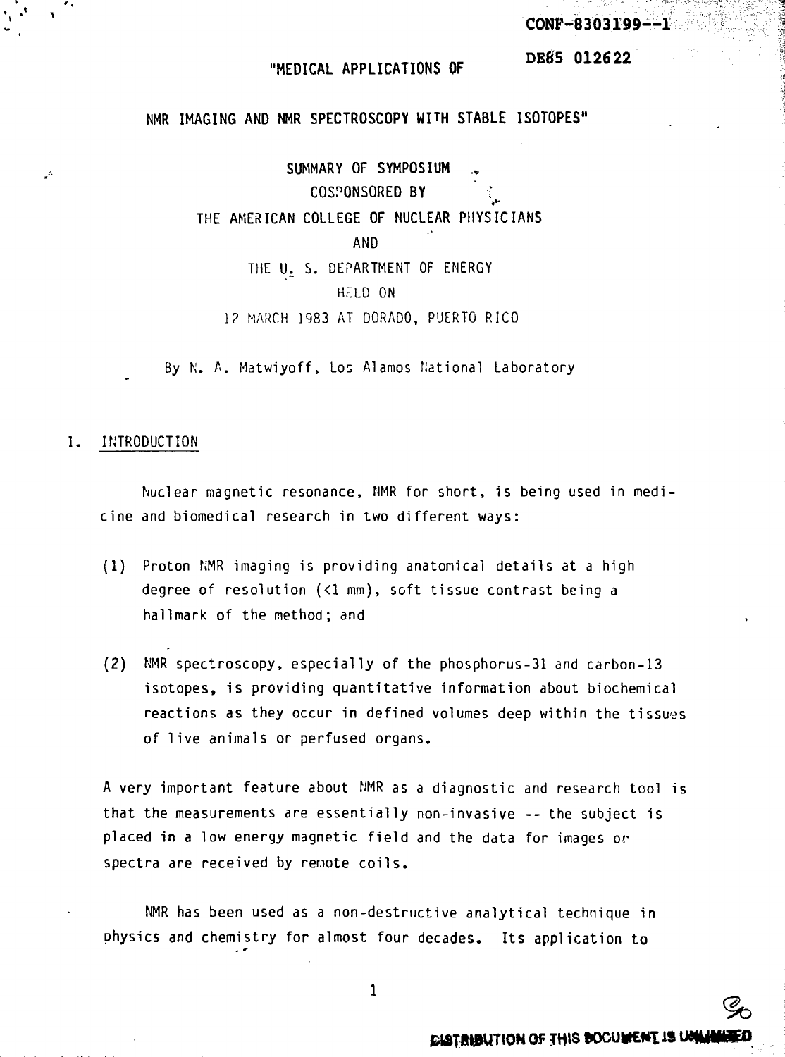CONF-8303199--1

DE85 012622

# "MEDICAL APPLICATIONS OF NMR IMAGING AND NMR SPECTROSCOPY WITH STABLE ISOTOPES"

SUMMARY OF SYMPOSIUM
COSPONSORED BY
THE AMERICAN COLLEGE OF NUCLEAR PHYSICIANS
AND
THE U. S. DEPARTMENT OF ENERGY
HELD ON
12 MARCH 1983 AT DORADO, PUERTO RICO

By N. A. Matwiyoff, Los Alamos National Laboratory

## 1. INTRODUCTION

Nuclear magnetic resonance, NMR for short, is being used in medicine and biomedical research in two different ways:

(1) Proton NMR imaging is providing anatomical details at a high degree of resolution (<1 mm), soft tissue contrast being a hallmark of the method; and

(2) NMR spectroscopy, especially of the phosphorus-31 and carbon-13 isotopes, is providing quantitative information about biochemical reactions as they occur in defined volumes deep within the tissues of live animals or perfused organs.

A very important feature about NMR as a diagnostic and research tool is that the measurements are essentially non-invasive -- the subject is placed in a low energy magnetic field and the data for images or spectra are received by remote coils.

NMR has been used as a non-destructive analytical technique in physics and chemistry for almost four decades. Its application to

DISTRIBUTION OF THIS DOCUMENT IS UNLIMITED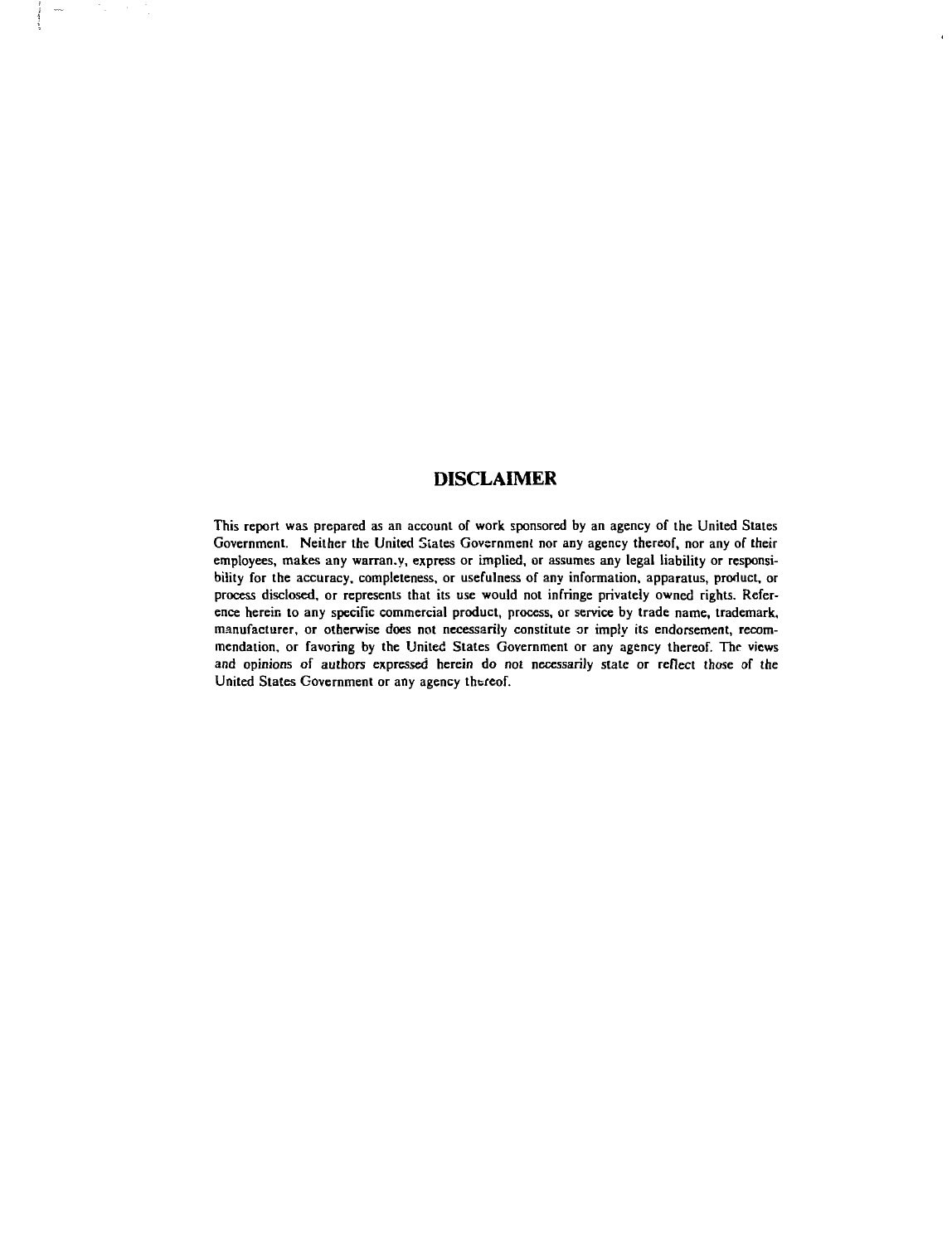# DISCLAIMER

This report was prepared as an account of work sponsored by an agency of the United States Government. Neither the United States Government nor any agency thereof, nor any of their employees, makes any warranty, express or implied, or assumes any legal liability or responsibility for the accuracy, completeness, or usefulness of any information, apparatus, product, or process disclosed, or represents that its use would not infringe privately owned rights. Reference herein to any specific commercial product, process, or service by trade name, trademark, manufacturer, or otherwise does not necessarily constitute or imply its endorsement, recommendation, or favoring by the United States Government or any agency thereof. The views and opinions of authors expressed herein do not necessarily state or reflect those of the United States Government or any agency thereof.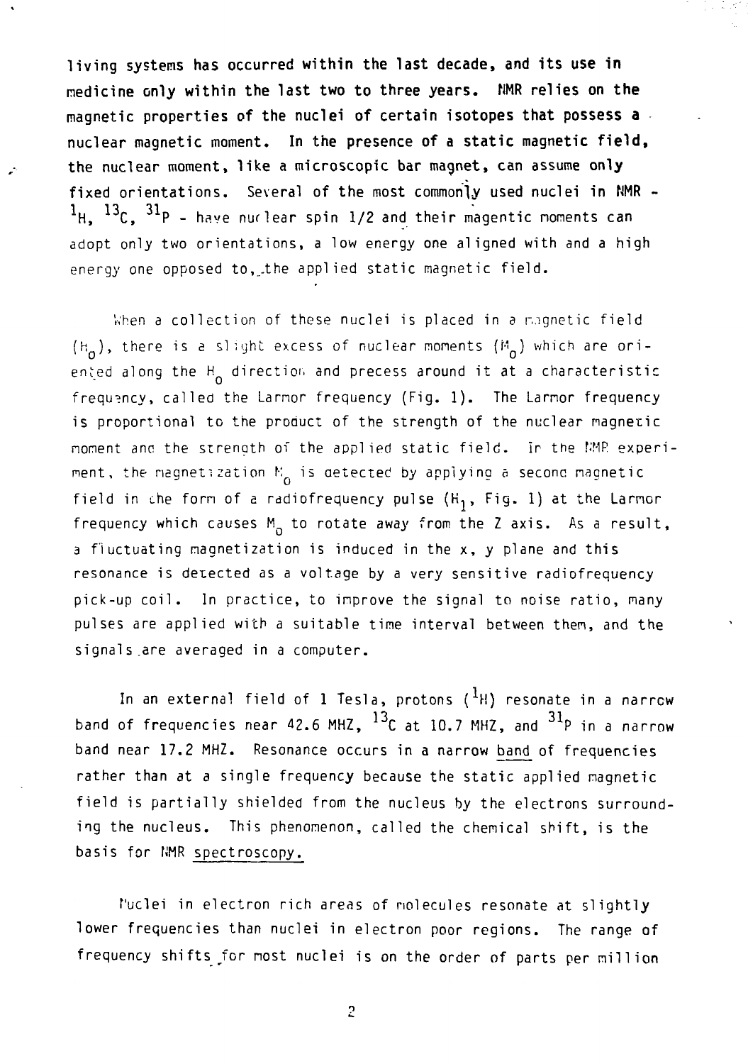living systems has occurred within the last decade, and its use in medicine only within the last two to three years. NMR relies on the magnetic properties of the nuclei of certain isotopes that possess a nuclear magnetic moment. In the presence of a static magnetic field, the nuclear moment, like a microscopic bar magnet, can assume only fixed orientations. Several of the most commonly used nuclei in NMR - $^{1}H$, $^{13}C$, $^{31}P$ - have nuclear spin 1/2 and their magentic moments can adopt only two orientations, a low energy one aligned with and a high energy one opposed to, the applied static magnetic field.

When a collection of these nuclei is placed in a magnetic field ($H_0$), there is a slight excess of nuclear moments ($M_0$) which are oriented along the $H_0$ direction and precess around it at a characteristic frequency, called the Larmor frequency (Fig. 1). The Larmor frequency is proportional to the product of the strength of the nuclear magnetic moment and the strength of the applied static field. In the NMR experiment, the magnetization $M_0$ is detected by applying a second magnetic field in the form of a radiofrequency pulse ($H_1$, Fig. 1) at the Larmor frequency which causes $M_0$ to rotate away from the Z axis. As a result, a fluctuating magnetization is induced in the x, y plane and this resonance is detected as a voltage by a very sensitive radiofrequency pick-up coil. In practice, to improve the signal to noise ratio, many pulses are applied with a suitable time interval between them, and the signals are averaged in a computer.

In an external field of 1 Tesla, protons ($^{1}H$) resonate in a narrow band of frequencies near 42.6 MHZ, $^{13}C$ at 10.7 MHZ, and $^{31}P$ in a narrow band near 17.2 MHZ. Resonance occurs in a narrow band of frequencies rather than at a single frequency because the static applied magnetic field is partially shielded from the nucleus by the electrons surrounding the nucleus. This phenomenon, called the chemical shift, is the basis for NMR spectroscopy.

Nuclei in electron rich areas of molecules resonate at slightly lower frequencies than nuclei in electron poor regions. The range of frequency shifts for most nuclei is on the order of parts per million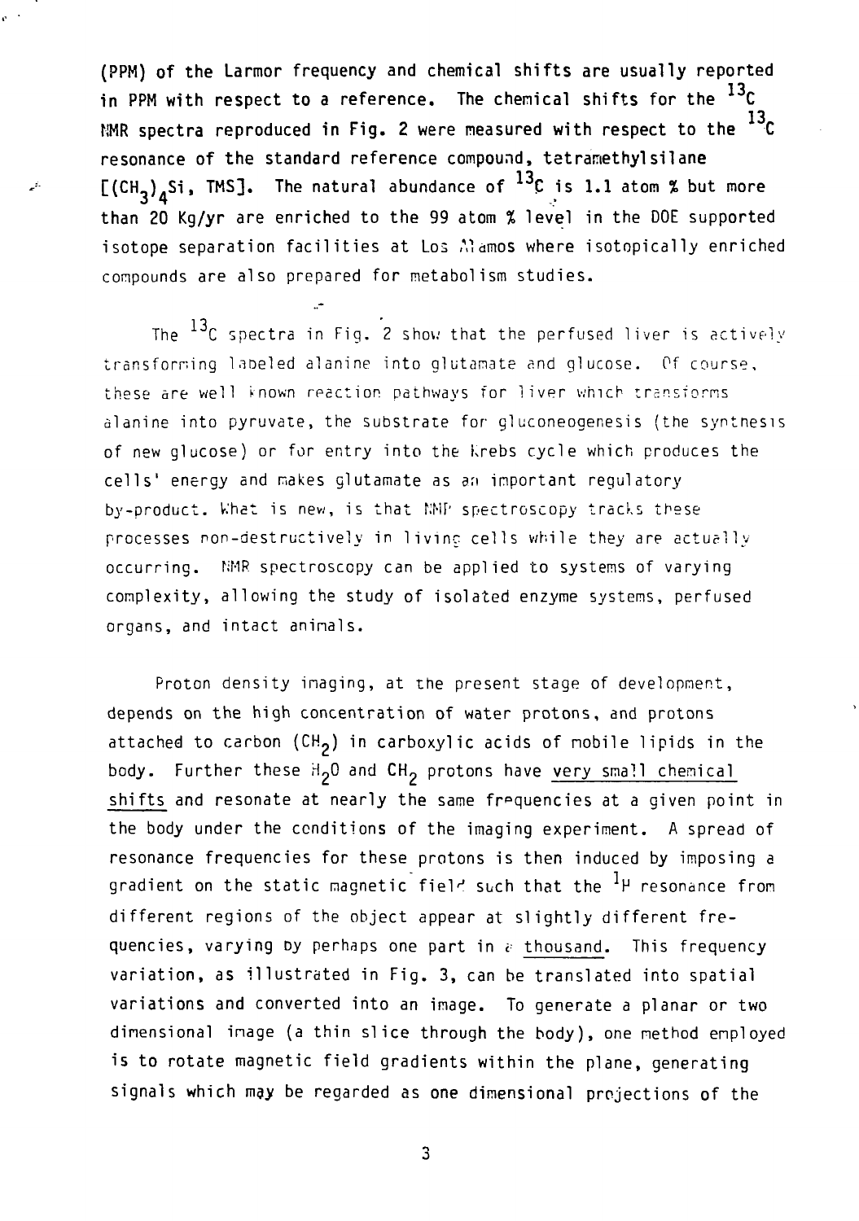(PPM) of the Larmor frequency and chemical shifts are usually reported in PPM with respect to a reference. The chemical shifts for the $^{13}C$ NMR spectra reproduced in Fig. 2 were measured with respect to the $^{13}C$ resonance of the standard reference compound, tetramethylsilane [$(CH_3)_4Si$, TMS]. The natural abundance of $^{13}C$ is 1.1 atom % but more than 20 Kg/yr are enriched to the 99 atom % level in the DOE supported isotope separation facilities at Los Alamos where isotopically enriched compounds are also prepared for metabolism studies.

The $^{13}C$ spectra in Fig. 2 show that the perfused liver is actively transforming labeled alanine into glutamate and glucose. Of course, these are well known reaction pathways for liver which transforms alanine into pyruvate, the substrate for gluconeogenesis (the synthesis of new glucose) or for entry into the Krebs cycle which produces the cells' energy and makes glutamate as an important regulatory by-product. What is new, is that NMR spectroscopy tracks these processes non-destructively in living cells while they are actually occurring. NMR spectroscopy can be applied to systems of varying complexity, allowing the study of isolated enzyme systems, perfused organs, and intact animals.

Proton density imaging, at the present stage of development, depends on the high concentration of water protons, and protons attached to carbon ($CH_2$) in carboxylic acids of mobile lipids in the body. Further these $H_2O$ and $CH_2$ protons have very small chemical shifts and resonate at nearly the same frequencies at a given point in the body under the conditions of the imaging experiment. A spread of resonance frequencies for these protons is then induced by imposing a gradient on the static magnetic field such that the $^{1}H$ resonance from different regions of the object appear at slightly different frequencies, varying by perhaps one part in a thousand. This frequency variation, as illustrated in Fig. 3, can be translated into spatial variations and converted into an image. To generate a planar or two dimensional image (a thin slice through the body), one method employed is to rotate magnetic field gradients within the plane, generating signals which may be regarded as one dimensional projections of the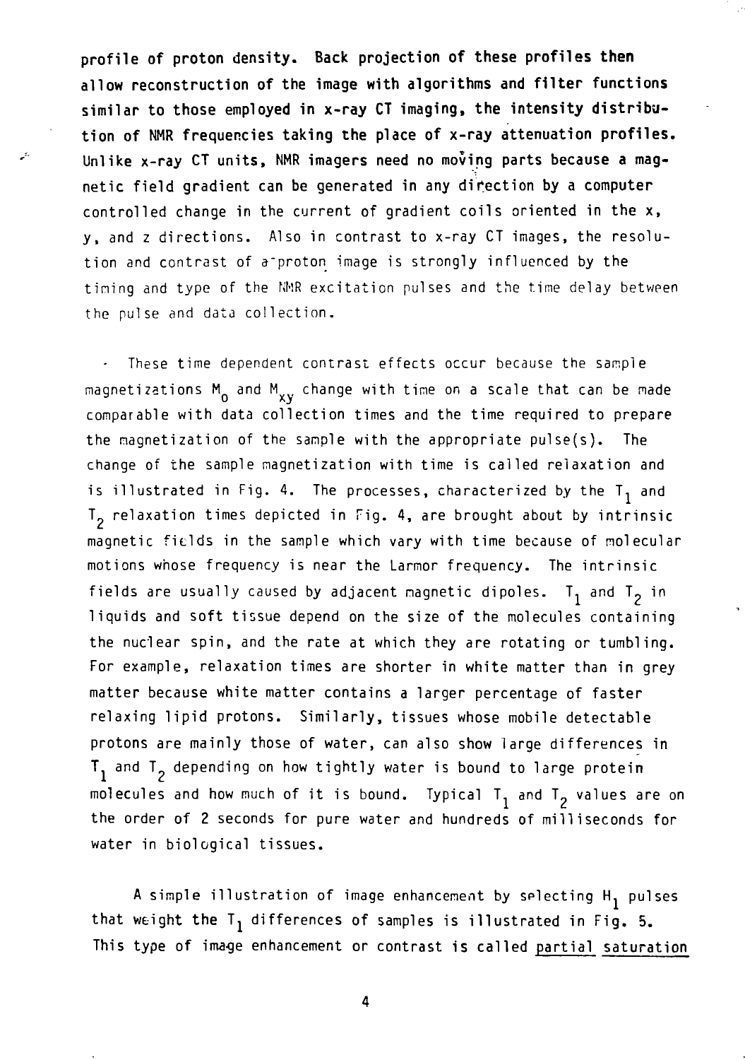profile of proton density. Back projection of these profiles then allow reconstruction of the image with algorithms and filter functions similar to those employed in x-ray CT imaging, the intensity distribution of NMR frequencies taking the place of x-ray attenuation profiles. Unlike x-ray CT units, NMR imagers need no moving parts because a magnetic field gradient can be generated in any direction by a computer controlled change in the current of gradient coils oriented in the x, y, and z directions. Also in contrast to x-ray CT images, the resolution and contrast of a proton image is strongly influenced by the timing and type of the NMR excitation pulses and the time delay between the pulse and data collection.

These time dependent contrast effects occur because the sample magnetizations $M_0$ and $M_{xy}$ change with time on a scale that can be made comparable with data collection times and the time required to prepare the magnetization of the sample with the appropriate pulse(s). The change of the sample magnetization with time is called relaxation and is illustrated in Fig. 4. The processes, characterized by the $T_1$ and $T_2$ relaxation times depicted in Fig. 4, are brought about by intrinsic magnetic fields in the sample which vary with time because of molecular motions whose frequency is near the Larmor frequency. The intrinsic fields are usually caused by adjacent magnetic dipoles. $T_1$ and $T_2$ in liquids and soft tissue depend on the size of the molecules containing the nuclear spin, and the rate at which they are rotating or tumbling. For example, relaxation times are shorter in white matter than in grey matter because white matter contains a larger percentage of faster relaxing lipid protons. Similarly, tissues whose mobile detectable protons are mainly those of water, can also show large differences in $T_1$ and $T_2$ depending on how tightly water is bound to large protein molecules and how much of it is bound. Typical $T_1$ and $T_2$ values are on the order of 2 seconds for pure water and hundreds of milliseconds for water in biological tissues.

A simple illustration of image enhancement by selecting $H_1$ pulses that weight the $T_1$ differences of samples is illustrated in Fig. 5. This type of image enhancement or contrast is called <u>partial saturation</u>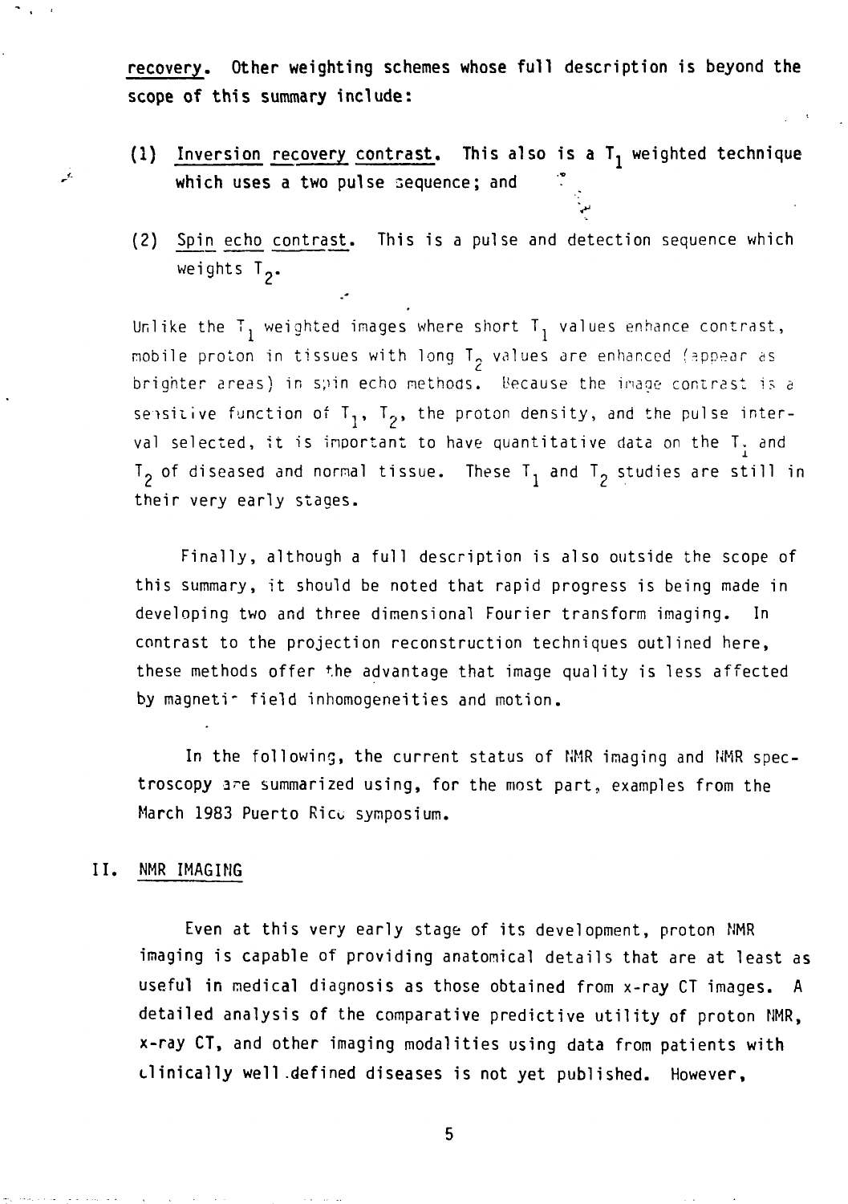recovery. Other weighting schemes whose full description is beyond the scope of this summary include:

(1) Inversion recovery contrast. This also is a $T_1$ weighted technique which uses a two pulse sequence; and

(2) Spin echo contrast. This is a pulse and detection sequence which weights $T_2$.

Unlike the $T_1$ weighted images where short $T_1$ values enhance contrast, mobile proton in tissues with long $T_2$ values are enhanced (appear as brighter areas) in spin echo methods. Because the image contrast is a sensitive function of $T_1$, $T_2$, the proton density, and the pulse interval selected, it is important to have quantitative data on the $T_1$ and $T_2$ of diseased and normal tissue. These $T_1$ and $T_2$ studies are still in their very early stages.

Finally, although a full description is also outside the scope of this summary, it should be noted that rapid progress is being made in developing two and three dimensional Fourier transform imaging. In contrast to the projection reconstruction techniques outlined here, these methods offer the advantage that image quality is less affected by magnetic field inhomogeneities and motion.

In the following, the current status of NMR imaging and NMR spectroscopy are summarized using, for the most part, examples from the March 1983 Puerto Rico symposium.

## II. NMR IMAGING

Even at this very early stage of its development, proton NMR imaging is capable of providing anatomical details that are at least as useful in medical diagnosis as those obtained from x-ray CT images. A detailed analysis of the comparative predictive utility of proton NMR, x-ray CT, and other imaging modalities using data from patients with clinically well-defined diseases is not yet published. However,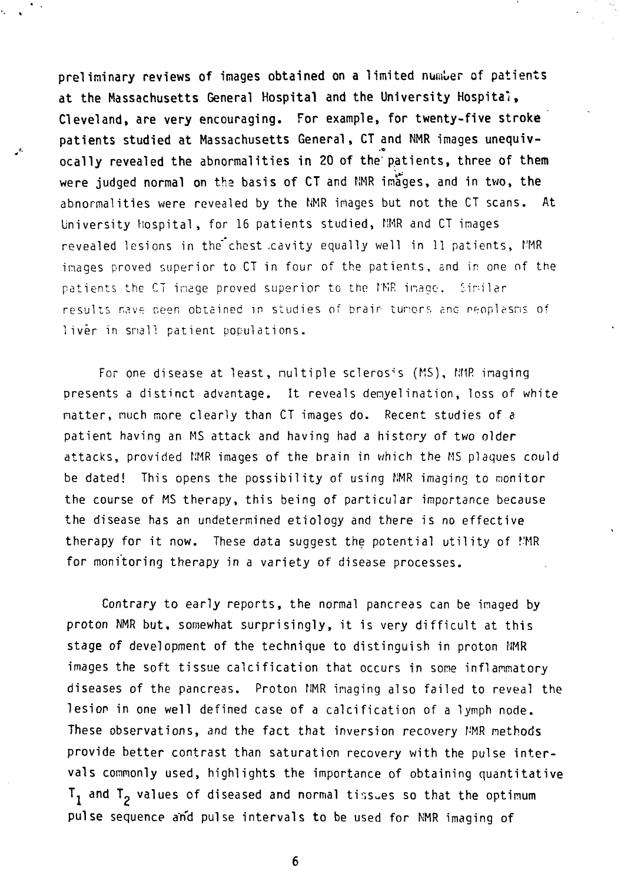preliminary reviews of images obtained on a limited number of patients at the Massachusetts General Hospital and the University Hospital, Cleveland, are very encouraging. For example, for twenty-five stroke patients studied at Massachusetts General, CT and NMR images unequivocally revealed the abnormalities in 20 of the patients, three of them were judged normal on the basis of CT and NMR images, and in two, the abnormalities were revealed by the NMR images but not the CT scans. At University Hospital, for 16 patients studied, NMR and CT images revealed lesions in the chest cavity equally well in 11 patients, NMR images proved superior to CT in four of the patients, and in one of the patients the CT image proved superior to the NMR image. Similar results have been obtained in studies of brain tumors and neoplasms of liver in small patient populations.

For one disease at least, multiple sclerosis (MS), NMR imaging presents a distinct advantage. It reveals demyelination, loss of white matter, much more clearly than CT images do. Recent studies of a patient having an MS attack and having had a history of two older attacks, provided NMR images of the brain in which the MS plaques could be dated! This opens the possibility of using NMR imaging to monitor the course of MS therapy, this being of particular importance because the disease has an undetermined etiology and there is no effective therapy for it now. These data suggest the potential utility of NMR for monitoring therapy in a variety of disease processes.

Contrary to early reports, the normal pancreas can be imaged by proton NMR but, somewhat surprisingly, it is very difficult at this stage of development of the technique to distinguish in proton NMR images the soft tissue calcification that occurs in some inflammatory diseases of the pancreas. Proton NMR imaging also failed to reveal the lesion in one well defined case of a calcification of a lymph node. These observations, and the fact that inversion recovery NMR methods provide better contrast than saturation recovery with the pulse intervals commonly used, highlights the importance of obtaining quantitative $T_1$ and $T_2$ values of diseased and normal tissues so that the optimum pulse sequence and pulse intervals to be used for NMR imaging of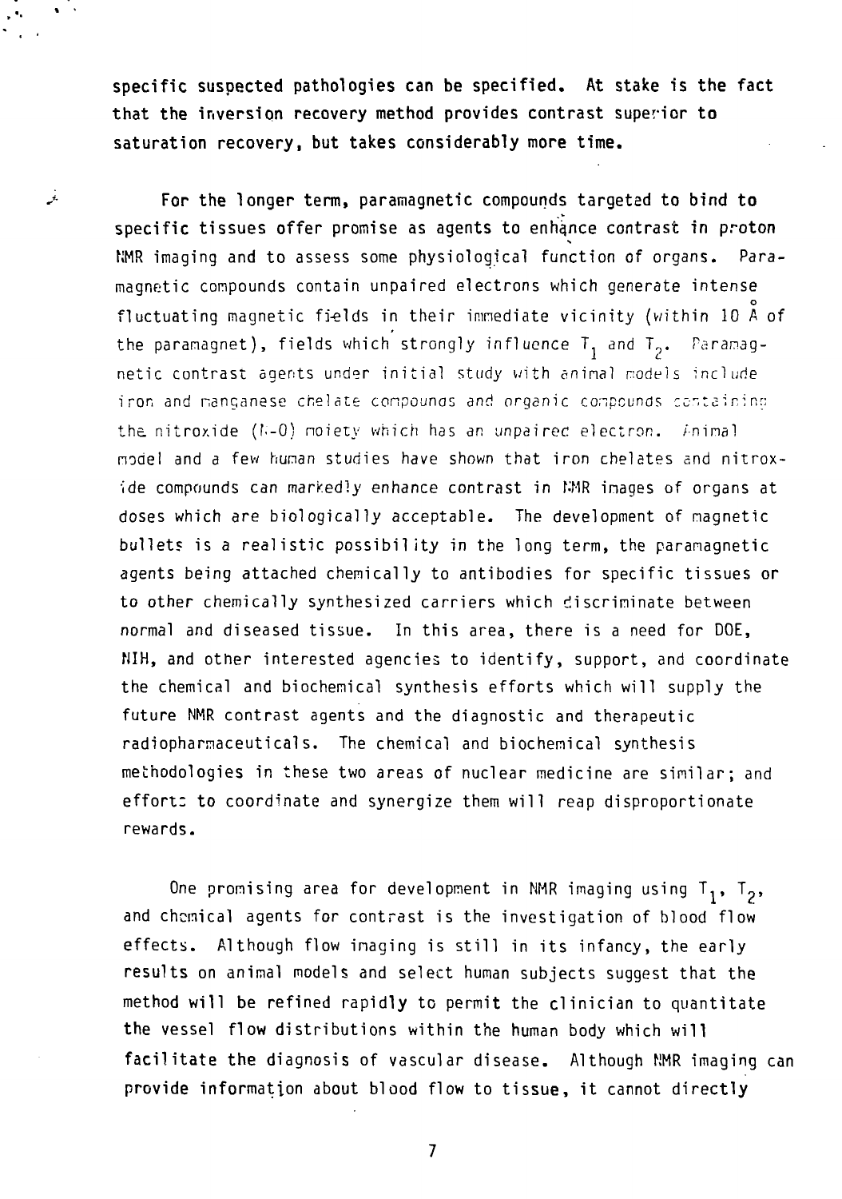specific suspected pathologies can be specified. At stake is the fact that the inversion recovery method provides contrast superior to saturation recovery, but takes considerably more time.

For the longer term, paramagnetic compounds targeted to bind to specific tissues offer promise as agents to enhance contrast in proton NMR imaging and to assess some physiological function of organs. Paramagnetic compounds contain unpaired electrons which generate intense fluctuating magnetic fields in their immediate vicinity (within 10 Å of the paramagnet), fields which strongly influence $T_1$ and $T_2$. Paramagnetic contrast agents under initial study with animal models include iron and manganese chelate compounds and organic compounds containing the nitroxide (N-O) moiety which has an unpaired electron. Animal model and a few human studies have shown that iron chelates and nitroxide compounds can markedly enhance contrast in NMR images of organs at doses which are biologically acceptable. The development of magnetic bullets is a realistic possibility in the long term, the paramagnetic agents being attached chemically to antibodies for specific tissues or to other chemically synthesized carriers which discriminate between normal and diseased tissue. In this area, there is a need for DOE, NIH, and other interested agencies to identify, support, and coordinate the chemical and biochemical synthesis efforts which will supply the future NMR contrast agents and the diagnostic and therapeutic radiopharmaceuticals. The chemical and biochemical synthesis methodologies in these two areas of nuclear medicine are similar; and efforts to coordinate and synergize them will reap disproportionate rewards.

One promising area for development in NMR imaging using $T_1$, $T_2$, and chemical agents for contrast is the investigation of blood flow effects. Although flow imaging is still in its infancy, the early results on animal models and select human subjects suggest that the method will be refined rapidly to permit the clinician to quantitate the vessel flow distributions within the human body which will facilitate the diagnosis of vascular disease. Although NMR imaging can provide information about blood flow to tissue, it cannot directly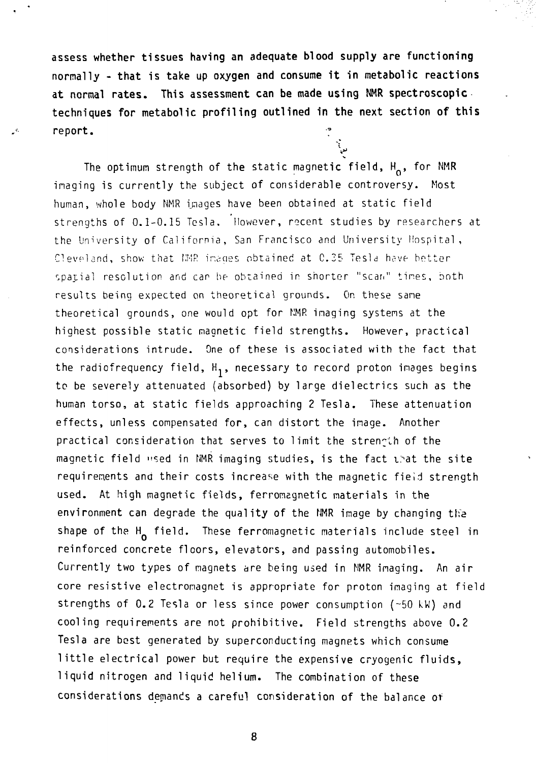assess whether tissues having an adequate blood supply are functioning normally - that is take up oxygen and consume it in metabolic reactions at normal rates. This assessment can be made using NMR spectroscopic techniques for metabolic profiling outlined in the next section of this report.

The optimum strength of the static magnetic field, $H_0$, for NMR imaging is currently the subject of considerable controversy. Most human, whole body NMR images have been obtained at static field strengths of 0.1-0.15 Tesla. However, recent studies by researchers at the University of California, San Francisco and University Hospital, Cleveland, show that NMR images obtained at 0.35 Tesla have better spatial resolution and can be obtained in shorter "scan" times, both results being expected on theoretical grounds. On these same theoretical grounds, one would opt for NMR imaging systems at the highest possible static magnetic field strengths. However, practical considerations intrude. One of these is associated with the fact that the radiofrequency field, $H_1$, necessary to record proton images begins to be severely attenuated (absorbed) by large dielectrics such as the human torso, at static fields approaching 2 Tesla. These attenuation effects, unless compensated for, can distort the image. Another practical consideration that serves to limit the strength of the magnetic field used in NMR imaging studies, is the fact that the site requirements and their costs increase with the magnetic field strength used. At high magnetic fields, ferromagnetic materials in the environment can degrade the quality of the NMR image by changing the shape of the $H_0$ field. These ferromagnetic materials include steel in reinforced concrete floors, elevators, and passing automobiles. Currently two types of magnets are being used in NMR imaging. An air core resistive electromagnet is appropriate for proton imaging at field strengths of 0.2 Tesla or less since power consumption (~50 kW) and cooling requirements are not prohibitive. Field strengths above 0.2 Tesla are best generated by superconducting magnets which consume little electrical power but require the expensive cryogenic fluids, liquid nitrogen and liquid helium. The combination of these considerations demands a careful consideration of the balance of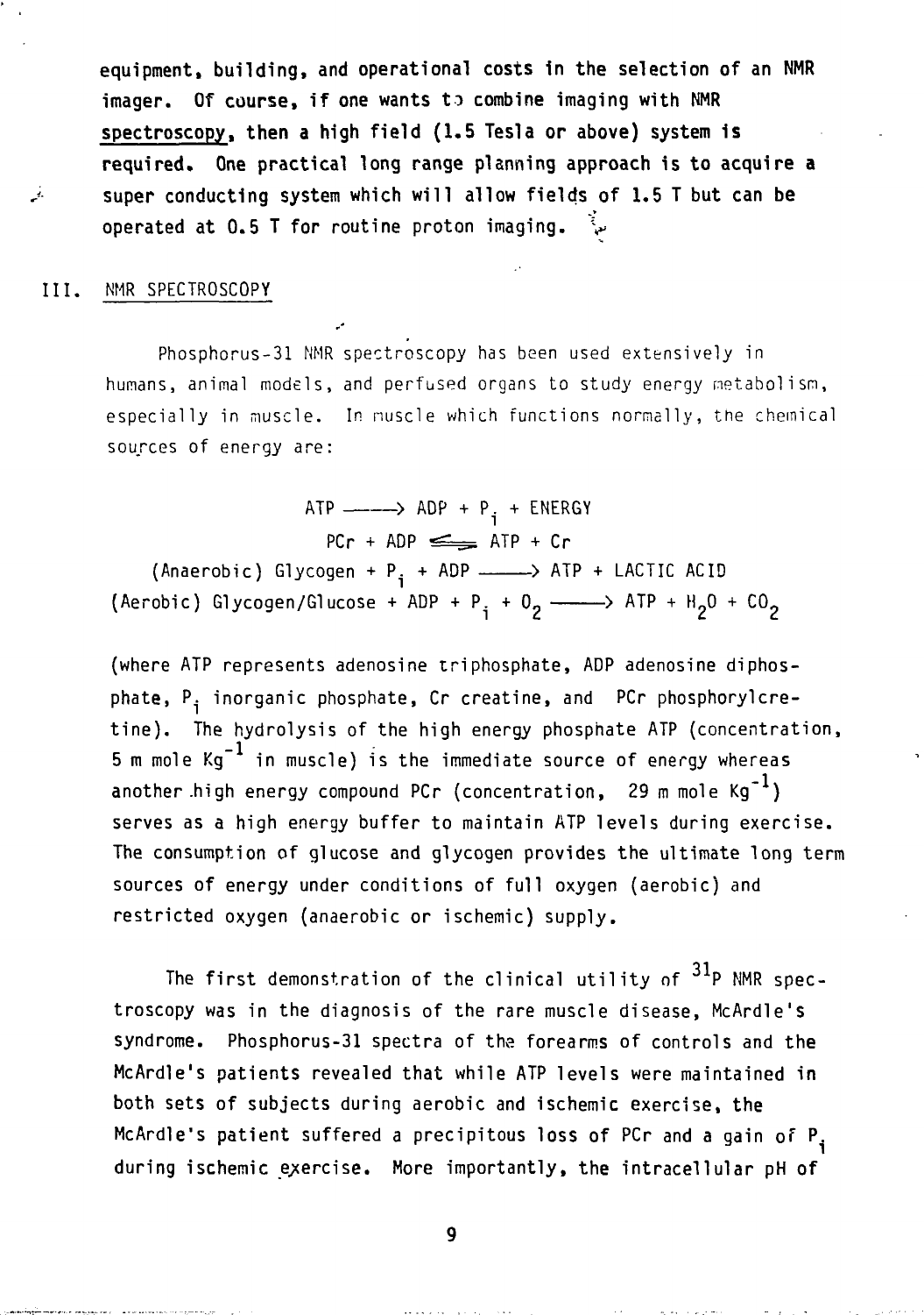equipment, building, and operational costs in the selection of an NMR imager. Of course, if one wants to combine imaging with NMR spectroscopy, then a high field (1.5 Tesla or above) system is required. One practical long range planning approach is to acquire a super conducting system which will allow fields of 1.5 T but can be operated at 0.5 T for routine proton imaging.

## III. NMR SPECTROSCOPY

Phosphorus-31 NMR spectroscopy has been used extensively in humans, animal models, and perfused organs to study energy metabolism, especially in muscle. In muscle which functions normally, the chemical sources of energy are:

$$\text{ATP} \longrightarrow \text{ADP} + P_i + \text{ENERGY}$$

$$\text{PCr} + \text{ADP} \rightleftharpoons \text{ATP} + \text{Cr}$$

$$\text{(Anaerobic) Glycogen} + P_i + \text{ADP} \longrightarrow \text{ATP} + \text{LACTIC ACID}$$

$$\text{(Aerobic) Glycogen/Glucose} + \text{ADP} + P_i + O_2 \longrightarrow \text{ATP} + H_2O + CO_2$$

(where ATP represents adenosine triphosphate, ADP adenosine diphosphate, $P_i$ inorganic phosphate, Cr creatine, and PCr phosphorylcretine). The hydrolysis of the high energy phosphate ATP (concentration, 5 m mole $Kg^{-1}$ in muscle) is the immediate source of energy whereas another high energy compound PCr (concentration, 29 m mole $Kg^{-1}$) serves as a high energy buffer to maintain ATP levels during exercise. The consumption of glucose and glycogen provides the ultimate long term sources of energy under conditions of full oxygen (aerobic) and restricted oxygen (anaerobic or ischemic) supply.

The first demonstration of the clinical utility of $^{31}P$ NMR spectroscopy was in the diagnosis of the rare muscle disease, McArdle's syndrome. Phosphorus-31 spectra of the forearms of controls and the McArdle's patients revealed that while ATP levels were maintained in both sets of subjects during aerobic and ischemic exercise, the McArdle's patient suffered a precipitous loss of PCr and a gain of $P_i$ during ischemic exercise. More importantly, the intracellular pH of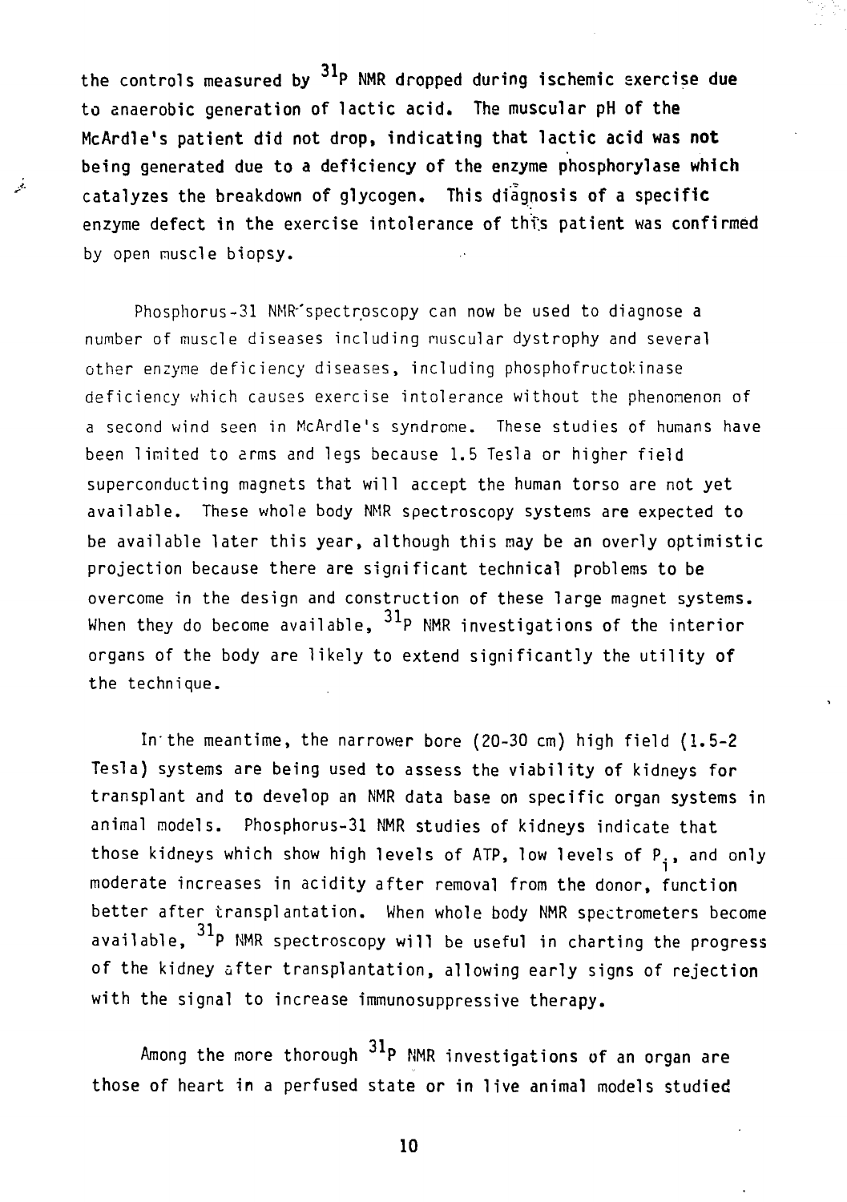the controls measured by $^{31}P$ NMR dropped during ischemic exercise due to anaerobic generation of lactic acid. The muscular pH of the McArdle's patient did not drop, indicating that lactic acid was not being generated due to a deficiency of the enzyme phosphorylase which catalyzes the breakdown of glycogen. This diagnosis of a specific enzyme defect in the exercise intolerance of this patient was confirmed by open muscle biopsy.

Phosphorus-31 NMR spectroscopy can now be used to diagnose a number of muscle diseases including muscular dystrophy and several other enzyme deficiency diseases, including phosphofructokinase deficiency which causes exercise intolerance without the phenomenon of a second wind seen in McArdle's syndrome. These studies of humans have been limited to arms and legs because 1.5 Tesla or higher field superconducting magnets that will accept the human torso are not yet available. These whole body NMR spectroscopy systems are expected to be available later this year, although this may be an overly optimistic projection because there are significant technical problems to be overcome in the design and construction of these large magnet systems. When they do become available, $^{31}P$ NMR investigations of the interior organs of the body are likely to extend significantly the utility of the technique.

In the meantime, the narrower bore (20-30 cm) high field (1.5-2 Tesla) systems are being used to assess the viability of kidneys for transplant and to develop an NMR data base on specific organ systems in animal models. Phosphorus-31 NMR studies of kidneys indicate that those kidneys which show high levels of ATP, low levels of $P_i$, and only moderate increases in acidity after removal from the donor, function better after transplantation. When whole body NMR spectrometers become available, $^{31}P$ NMR spectroscopy will be useful in charting the progress of the kidney after transplantation, allowing early signs of rejection with the signal to increase immunosuppressive therapy.

Among the more thorough $^{31}P$ NMR investigations of an organ are those of heart in a perfused state or in live animal models studied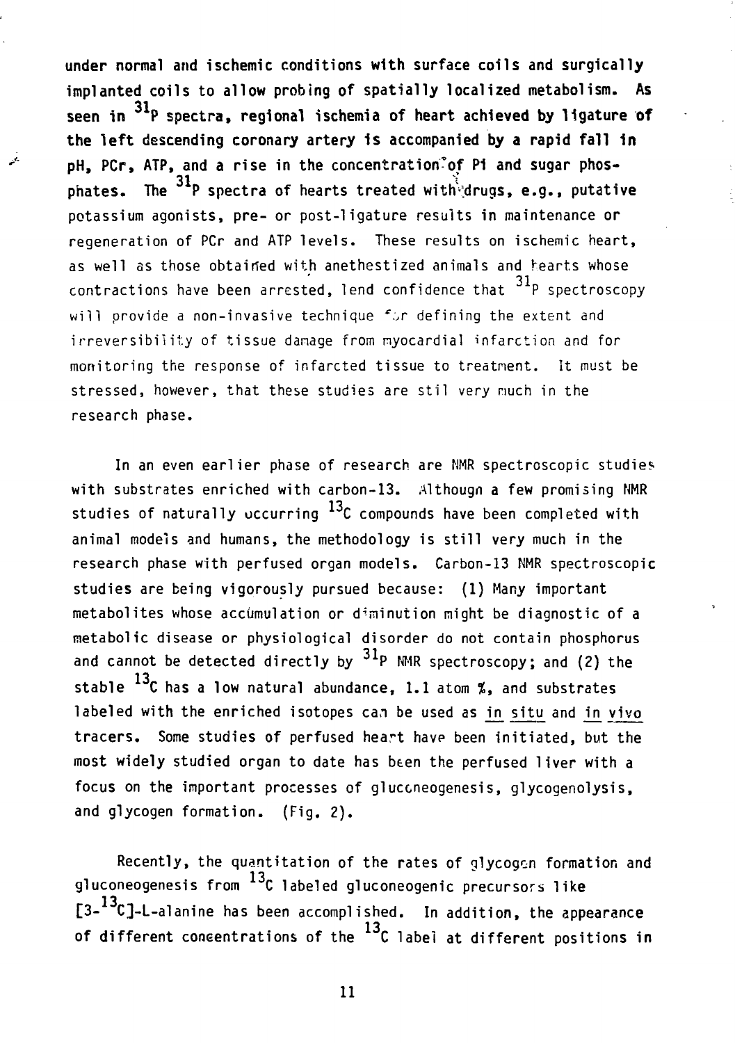under normal and ischemic conditions with surface coils and surgically implanted coils to allow probing of spatially localized metabolism. As seen in $^{31}P$ spectra, regional ischemia of heart achieved by ligature of the left descending coronary artery is accompanied by a rapid fall in pH, PCr, ATP, and a rise in the concentration of Pi and sugar phosphates. The $^{31}P$ spectra of hearts treated with drugs, e.g., putative potassium agonists, pre- or post-ligature results in maintenance or regeneration of PCr and ATP levels. These results on ischemic heart, as well as those obtained with anethestized animals and hearts whose contractions have been arrested, lend confidence that $^{31}P$ spectroscopy will provide a non-invasive technique for defining the extent and irreversibility of tissue damage from myocardial infarction and for monitoring the response of infarcted tissue to treatment. It must be stressed, however, that these studies are stil very much in the research phase.

In an even earlier phase of research are NMR spectroscopic studies with substrates enriched with carbon-13. Although a few promising NMR studies of naturally occurring $^{13}C$ compounds have been completed with animal models and humans, the methodology is still very much in the research phase with perfused organ models. Carbon-13 NMR spectroscopic studies are being vigorously pursued because: (1) Many important metabolites whose accumulation or diminution might be diagnostic of a metabolic disease or physiological disorder do not contain phosphorus and cannot be detected directly by $^{31}P$ NMR spectroscopy; and (2) the stable $^{13}C$ has a low natural abundance, 1.1 atom %, and substrates labeled with the enriched isotopes can be used as _in situ_ and _in vivo_ tracers. Some studies of perfused heart have been initiated, but the most widely studied organ to date has been the perfused liver with a focus on the important processes of gluconeogenesis, glycogenolysis, and glycogen formation. (Fig. 2).

Recently, the quantitation of the rates of glycogen formation and gluconeogenesis from $^{13}C$ labeled gluconeogenic precursors like [3-$^{13}C$]-L-alanine has been accomplished. In addition, the appearance of different concentrations of the $^{13}C$ label at different positions in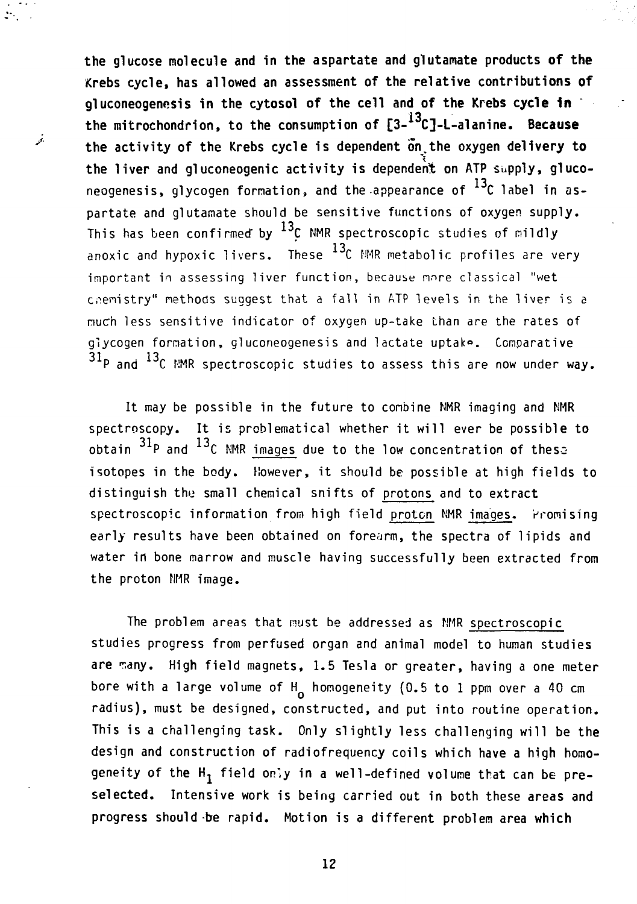the glucose molecule and in the aspartate and glutamate products of the Krebs cycle, has allowed an assessment of the relative contributions of gluconeogenesis in the cytosol of the cell and of the Krebs cycle in the mitrochondrion, to the consumption of [3-$^{13}$C]-L-alanine. Because the activity of the Krebs cycle is dependent on the oxygen delivery to the liver and gluconeogenic activity is dependent on ATP supply, gluconeogenesis, glycogen formation, and the appearance of $^{13}$C label in aspartate and glutamate should be sensitive functions of oxygen supply. This has been confirmed by $^{13}$C NMR spectroscopic studies of mildly anoxic and hypoxic livers. These $^{13}$C NMR metabolic profiles are very important in assessing liver function, because more classical "wet chemistry" methods suggest that a fall in ATP levels in the liver is a much less sensitive indicator of oxygen up-take than are the rates of glycogen formation, gluconeogenesis and lactate uptake. Comparative $^{31}$P and $^{13}$C NMR spectroscopic studies to assess this are now under way.

It may be possible in the future to combine NMR imaging and NMR spectroscopy. It is problematical whether it will ever be possible to obtain $^{31}$P and $^{13}$C NMR images due to the low concentration of these isotopes in the body. However, it should be possible at high fields to distinguish the small chemical snifts of protons and to extract spectroscopic information from high field proton NMR images. Promising early results have been obtained on forearm, the spectra of lipids and water in bone marrow and muscle having successfully been extracted from the proton NMR image.

The problem areas that must be addressed as NMR spectroscopic studies progress from perfused organ and animal model to human studies are many. High field magnets, 1.5 Tesla or greater, having a one meter bore with a large volume of $H_0$ homogeneity (0.5 to 1 ppm over a 40 cm radius), must be designed, constructed, and put into routine operation. This is a challenging task. Only slightly less challenging will be the design and construction of radiofrequency coils which have a high homogeneity of the $H_1$ field only in a well-defined volume that can be preselected. Intensive work is being carried out in both these areas and progress should be rapid. Motion is a different problem area which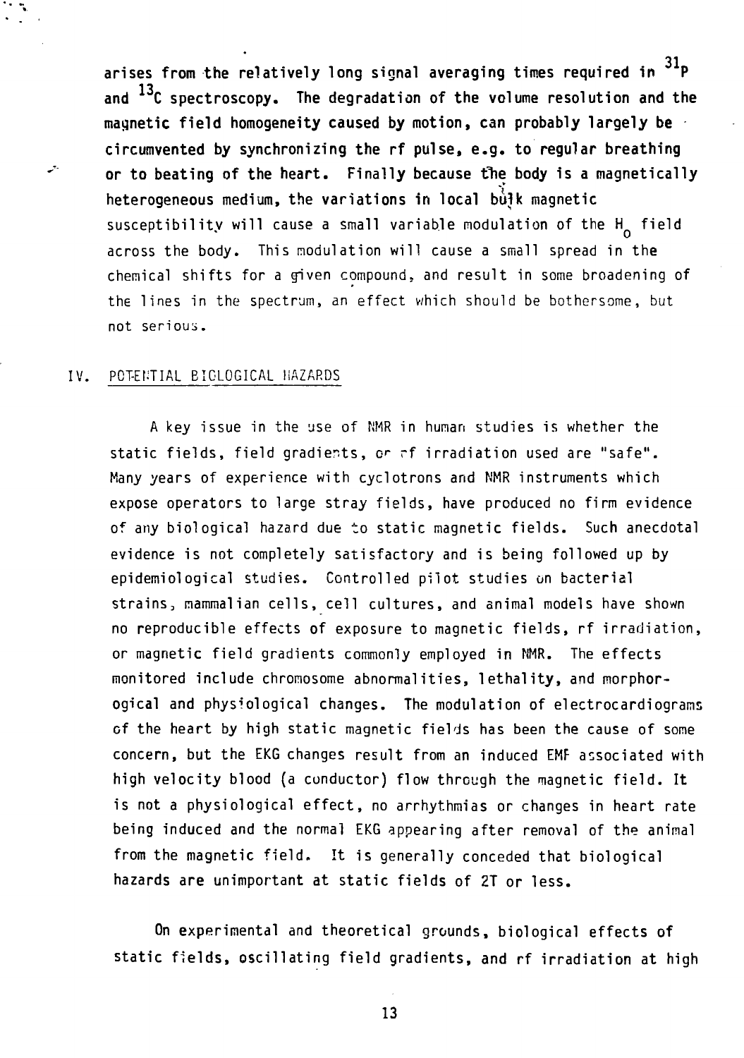arises from the relatively long signal averaging times required in $^{31}P$ and $^{13}C$ spectroscopy. The degradation of the volume resolution and the magnetic field homogeneity caused by motion, can probably largely be circumvented by synchronizing the rf pulse, e.g. to regular breathing or to beating of the heart. Finally because the body is a magnetically heterogeneous medium, the variations in local bulk magnetic susceptibility will cause a small variable modulation of the $H_0$ field across the body. This modulation will cause a small spread in the chemical shifts for a given compound, and result in some broadening of the lines in the spectrum, an effect which should be bothersome, but not serious.

## IV. POTENTIAL BIOLOGICAL HAZARDS

A key issue in the use of NMR in human studies is whether the static fields, field gradients, or rf irradiation used are "safe". Many years of experience with cyclotrons and NMR instruments which expose operators to large stray fields, have produced no firm evidence of any biological hazard due to static magnetic fields. Such anecdotal evidence is not completely satisfactory and is being followed up by epidemiological studies. Controlled pilot studies on bacterial strains, mammalian cells, cell cultures, and animal models have shown no reproducible effects of exposure to magnetic fields, rf irradiation, or magnetic field gradients commonly employed in NMR. The effects monitored include chromosome abnormalities, lethality, and morphorogical and physiological changes. The modulation of electrocardiograms of the heart by high static magnetic fields has been the cause of some concern, but the EKG changes result from an induced EMF associated with high velocity blood (a conductor) flow through the magnetic field. It is not a physiological effect, no arrhythmias or changes in heart rate being induced and the normal EKG appearing after removal of the animal from the magnetic field. It is generally conceded that biological hazards are unimportant at static fields of 2T or less.

On experimental and theoretical grounds, biological effects of static fields, oscillating field gradients, and rf irradiation at high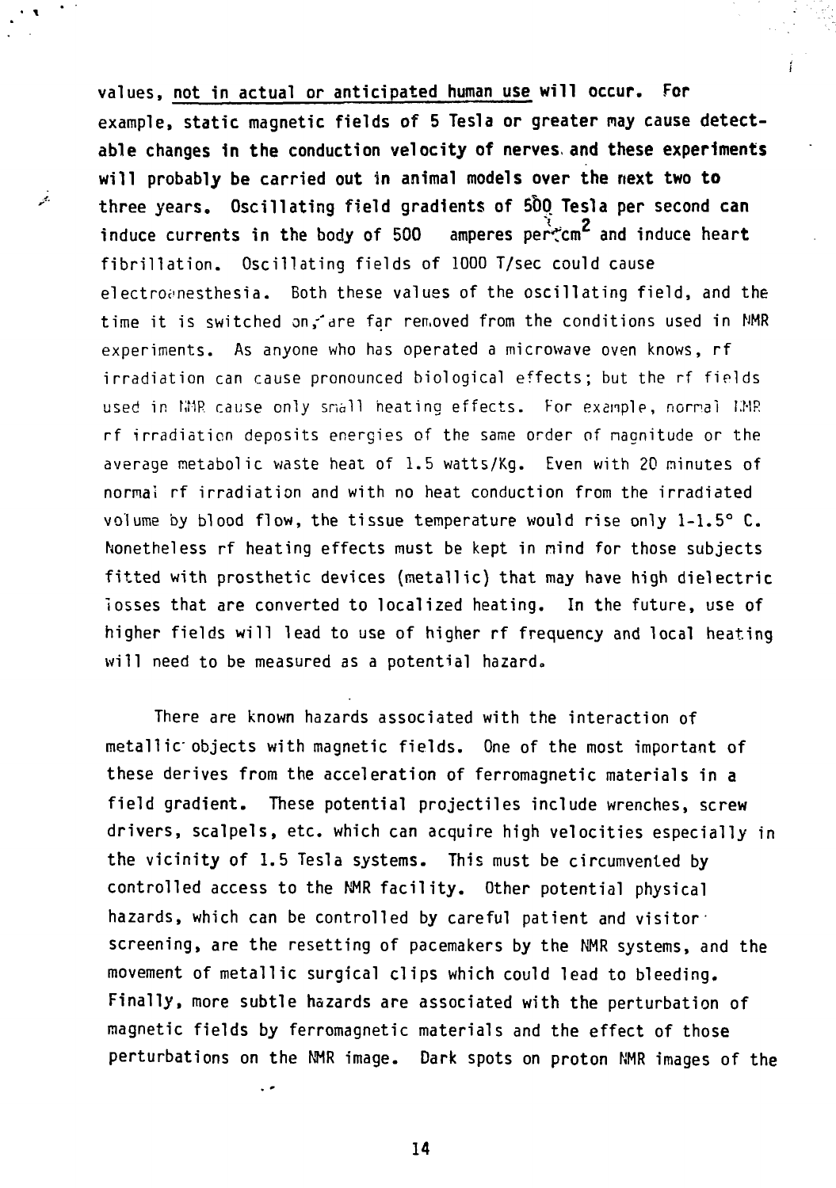values, <u>not in actual or anticipated human use</u> will occur. For example, static magnetic fields of 5 Tesla or greater may cause detectable changes in the conduction velocity of nerves and these experiments will probably be carried out in animal models over the next two to three years. Oscillating field gradients of 500 Tesla per second can induce currents in the body of 500 amperes per $cm^2$ and induce heart fibrillation. Oscillating fields of 1000 T/sec could cause electroanesthesia. Both these values of the oscillating field, and the time it is switched on, are far removed from the conditions used in NMR experiments. As anyone who has operated a microwave oven knows, rf irradiation can cause pronounced biological effects; but the rf fields used in NMR cause only small heating effects. For example, normal NMR rf irradiation deposits energies of the same order of magnitude or the average metabolic waste heat of 1.5 watts/Kg. Even with 20 minutes of normal rf irradiation and with no heat conduction from the irradiated volume by blood flow, the tissue temperature would rise only 1-1.5° C. Nonetheless rf heating effects must be kept in mind for those subjects fitted with prosthetic devices (metallic) that may have high dielectric losses that are converted to localized heating. In the future, use of higher fields will lead to use of higher rf frequency and local heating will need to be measured as a potential hazard.

There are known hazards associated with the interaction of metallic objects with magnetic fields. One of the most important of these derives from the acceleration of ferromagnetic materials in a field gradient. These potential projectiles include wrenches, screw drivers, scalpels, etc. which can acquire high velocities especially in the vicinity of 1.5 Tesla systems. This must be circumvented by controlled access to the NMR facility. Other potential physical hazards, which can be controlled by careful patient and visitor screening, are the resetting of pacemakers by the NMR systems, and the movement of metallic surgical clips which could lead to bleeding. Finally, more subtle hazards are associated with the perturbation of magnetic fields by ferromagnetic materials and the effect of those perturbations on the NMR image. Dark spots on proton NMR images of the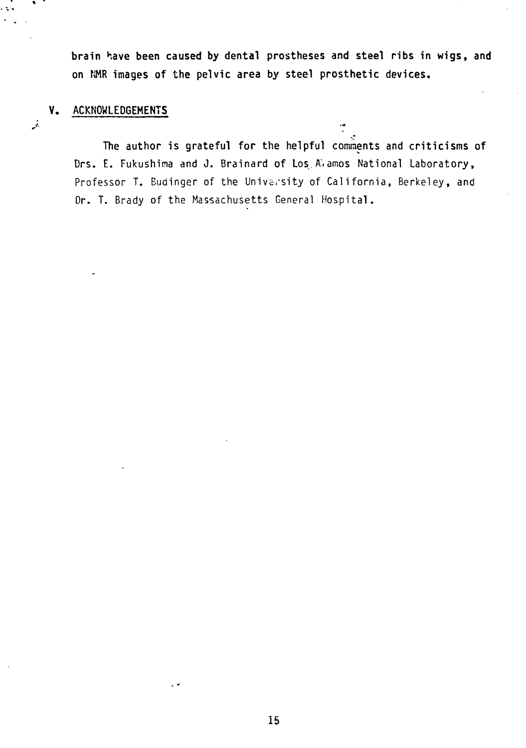brain have been caused by dental prostheses and steel ribs in wigs, and on NMR images of the pelvic area by steel prosthetic devices.

## V. ACKNOWLEDGEMENTS

The author is grateful for the helpful comments and criticisms of Drs. E. Fukushima and J. Brainard of Los Alamos National Laboratory, Professor T. Budinger of the University of California, Berkeley, and Dr. T. Brady of the Massachusetts General Hospital.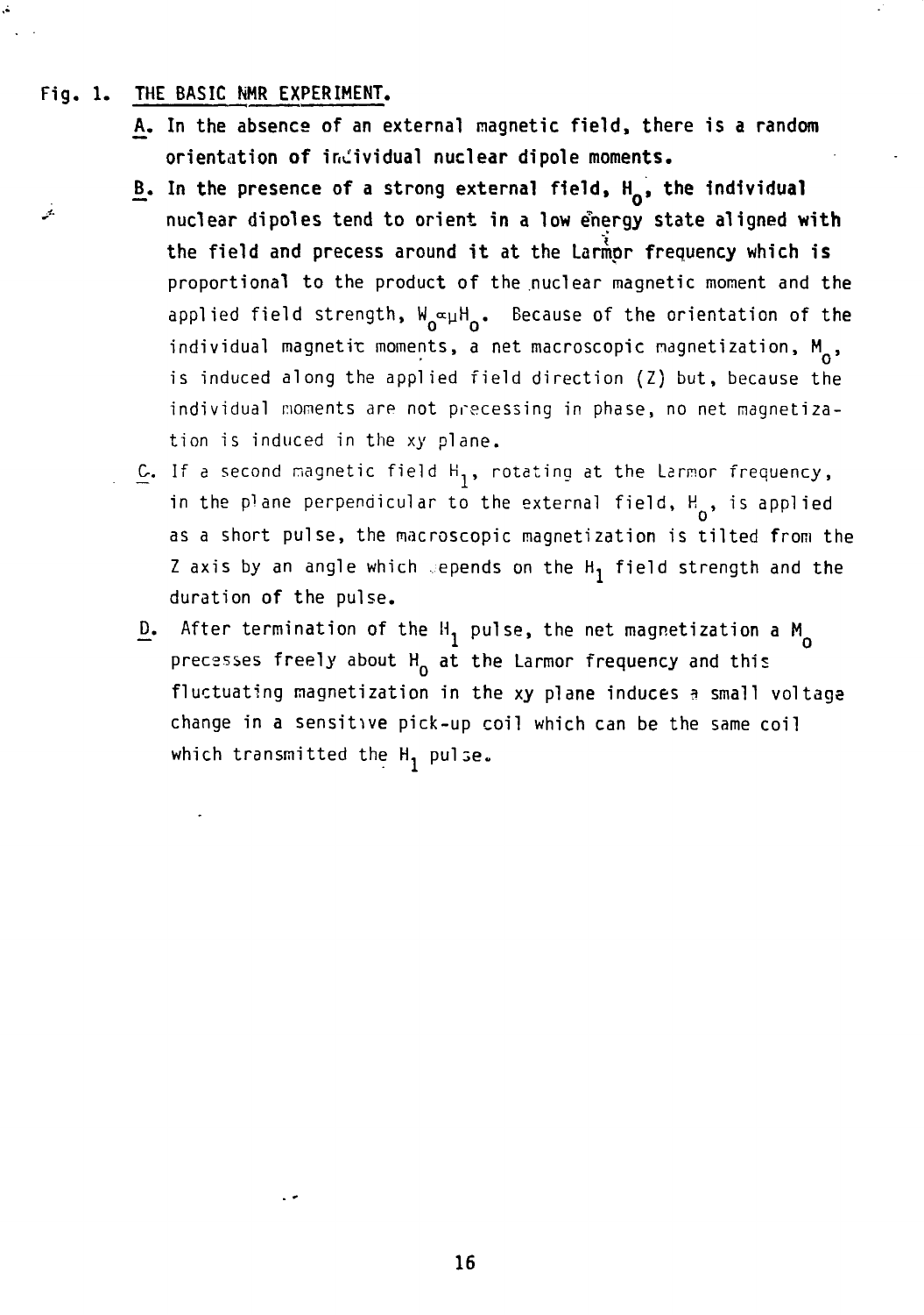Fig. 1. <u>THE BASIC NMR EXPERIMENT.</u>

**<u>A</u>. In the absence of an external magnetic field, there is a random orientation of individual nuclear dipole moments.**

**<u>B</u>. In the presence of a strong external field, $H_0$, the individual nuclear dipoles tend to orient in a low energy state aligned with the field and precess around it at the Larmor frequency which is** proportional to the product of the nuclear magnetic moment and the applied field strength, $W_0 \propto \mu H_0$. Because of the orientation of the individual magnetic moments, a net macroscopic magnetization, $M_0$, is induced along the applied field direction (Z) but, because the individual moments are not precessing in phase, no net magnetization is induced in the xy plane.

<u>C</u>. If a second magnetic field $H_1$, rotating at the Larmor frequency, in the plane perpendicular to the external field, $H_0$, is applied as a short pulse, the macroscopic magnetization is tilted from the Z axis by an angle which depends on the $H_1$ field strength and the duration of the pulse.

<u>D</u>. After termination of the $H_1$ pulse, the net magnetization a $M_0$ precesses freely about $H_0$ at the Larmor frequency and this fluctuating magnetization in the xy plane induces a small voltage change in a sensitive pick-up coil which can be the same coil which transmitted the $H_1$ pulse.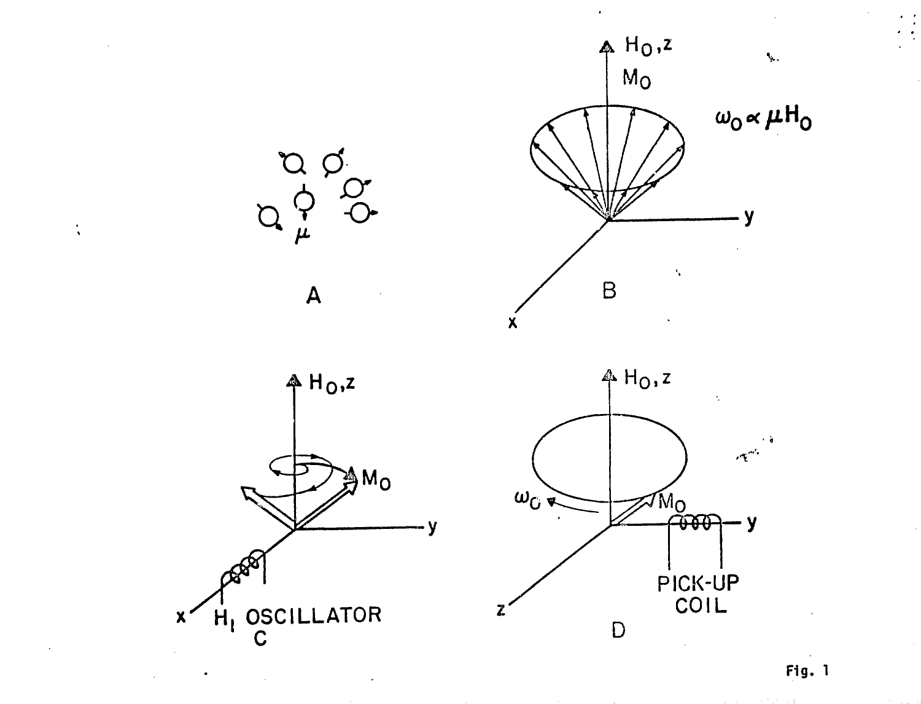Fig. 1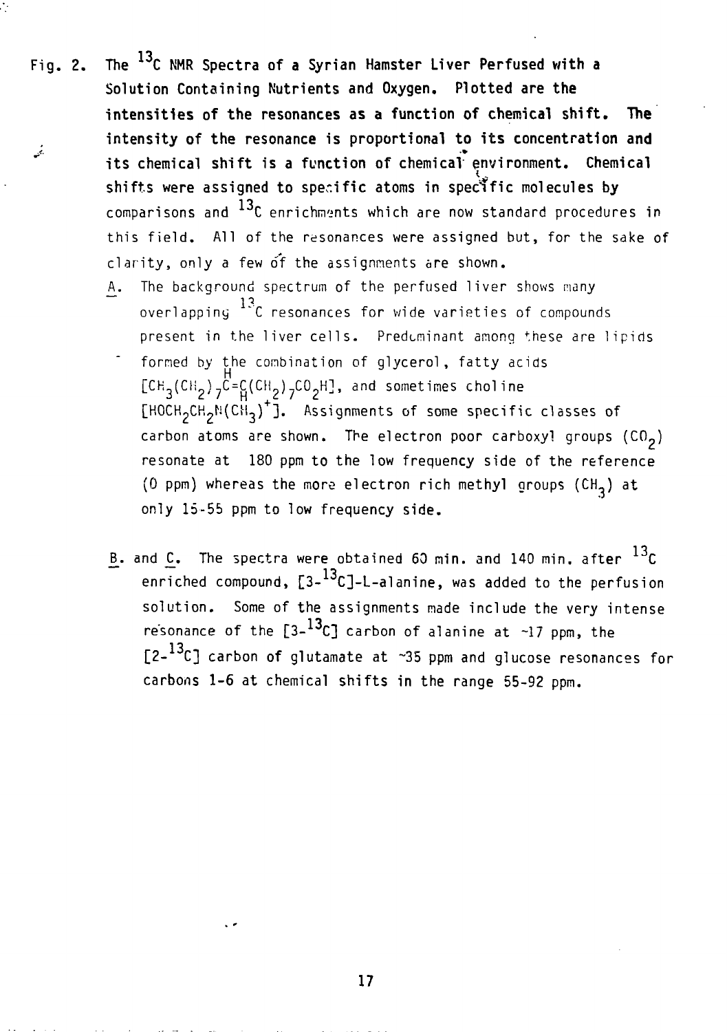Fig. 2. **The $^{13}C$ NMR Spectra of a Syrian Hamster Liver Perfused with a Solution Containing Nutrients and Oxygen. Plotted are the intensities of the resonances as a function of chemical shift. The intensity of the resonance is proportional to its concentration and its chemical shift is a function of chemical environment. Chemical shifts were assigned to specific atoms in specific molecules by** comparisons and $^{13}C$ enrichments which are now standard procedures in this field. All of the resonances were assigned but, for the sake of clarity, only a few of the assignments are shown.

A. The background spectrum of the perfused liver shows many overlapping $^{13}C$ resonances for wide varieties of compounds present in the liver cells. Predominant among these are lipids formed by the combination of glycerol, fatty acids $[CH_3(CH_2)_7\overset{H}{C}=\underset{H}{C}(CH_2)_7CO_2H]$, and sometimes choline $[HOCH_2CH_2N(CH_3)^+]$. Assignments of some specific classes of carbon atoms are shown. The electron poor carboxyl groups ($CO_2$) resonate at 180 ppm to the low frequency side of the reference (0 ppm) whereas the more electron rich methyl groups ($CH_3$) at only 15-55 ppm to low frequency side.

B. and C. The spectra were obtained 60 min. and 140 min. after $^{13}C$ enriched compound, $[3\text{-}^{13}C]$-L-alanine, was added to the perfusion solution. Some of the assignments made include the very intense resonance of the $[3\text{-}^{13}C]$ carbon of alanine at ~17 ppm, the $[2\text{-}^{13}C]$ carbon of glutamate at ~35 ppm and glucose resonances for carbons 1-6 at chemical shifts in the range 55-92 ppm.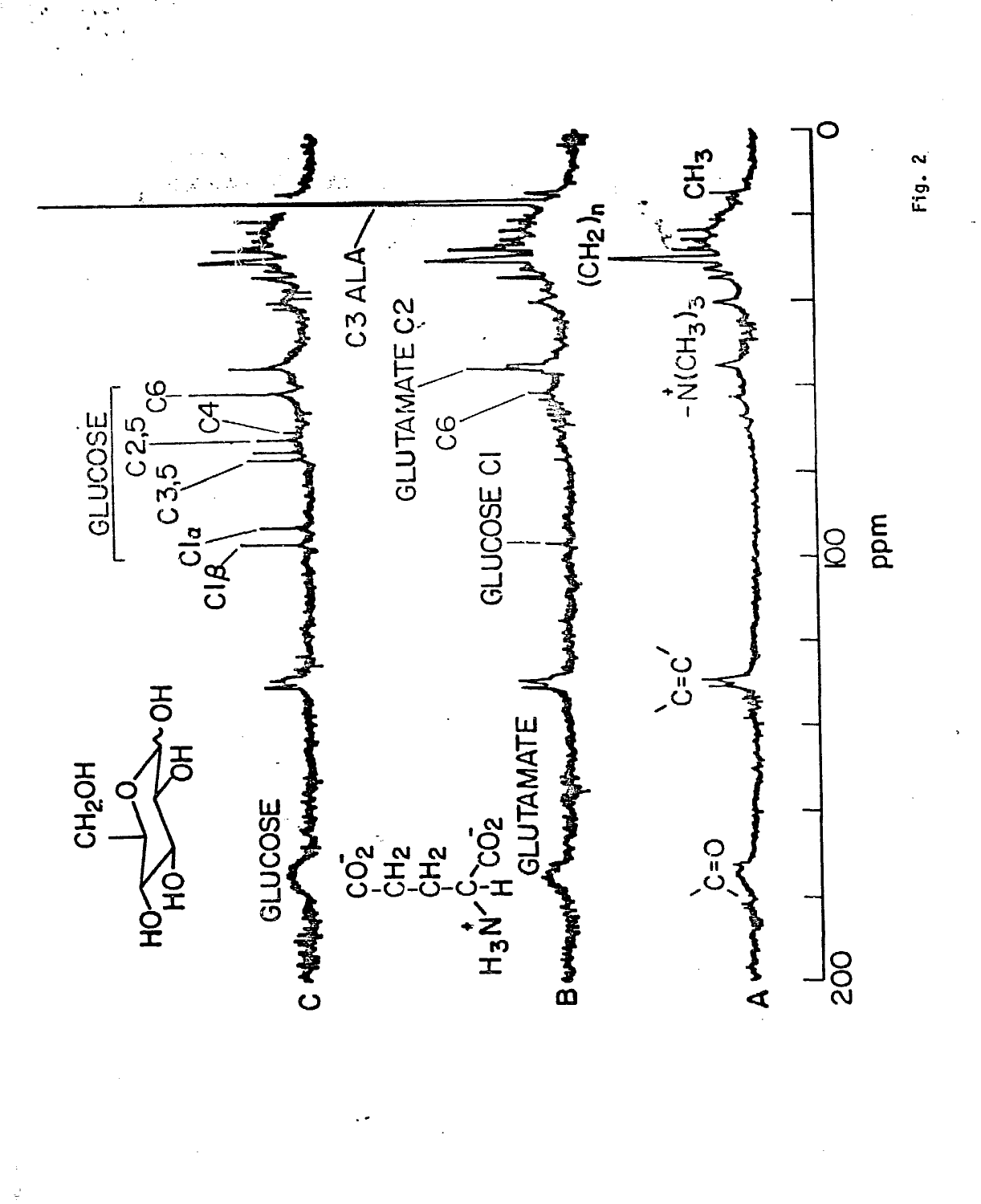Fig. 2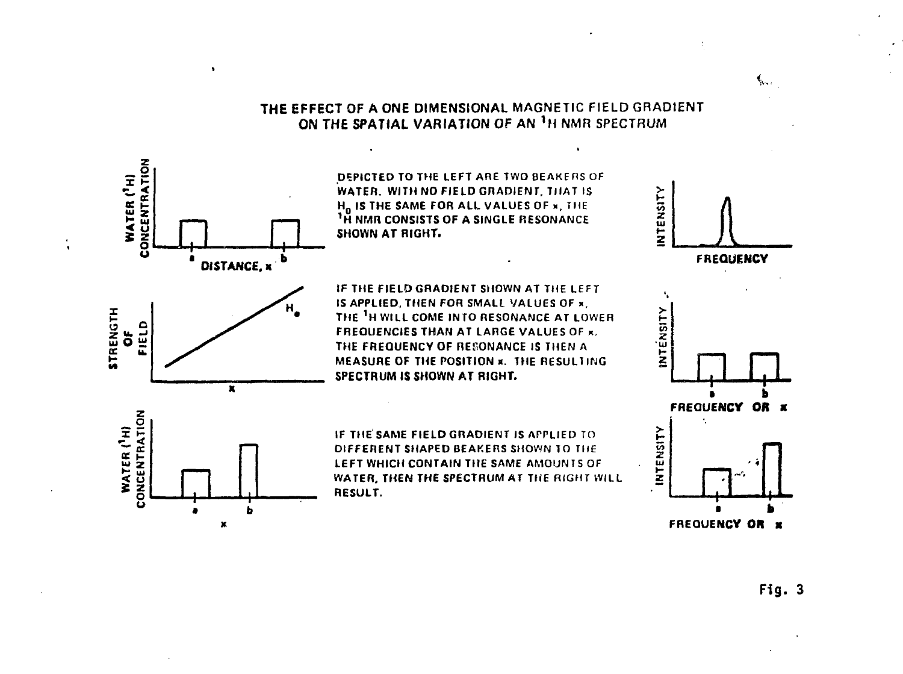# THE EFFECT OF A ONE DIMENSIONAL MAGNETIC FIELD GRADIENT ON THE SPATIAL VARIATION OF AN $^1H$ NMR SPECTRUM

DEPICTED TO THE LEFT ARE TWO BEAKERS OF WATER. WITH NO FIELD GRADIENT, THAT IS $H_0$ IS THE SAME FOR ALL VALUES OF x, THE $^1H$ NMR CONSISTS OF A SINGLE RESONANCE SHOWN AT RIGHT.

IF THE FIELD GRADIENT SHOWN AT THE LEFT IS APPLIED, THEN FOR SMALL VALUES OF x, THE $^1H$ WILL COME INTO RESONANCE AT LOWER FREQUENCIES THAN AT LARGE VALUES OF x. THE FREQUENCY OF RESONANCE IS THEN A MEASURE OF THE POSITION x. THE RESULTING SPECTRUM IS SHOWN AT RIGHT.

IF THE SAME FIELD GRADIENT IS APPLIED TO DIFFERENT SHAPED BEAKERS SHOWN TO THE LEFT WHICH CONTAIN THE SAME AMOUNTS OF WATER, THEN THE SPECTRUM AT THE RIGHT WILL RESULT.

Fig. 3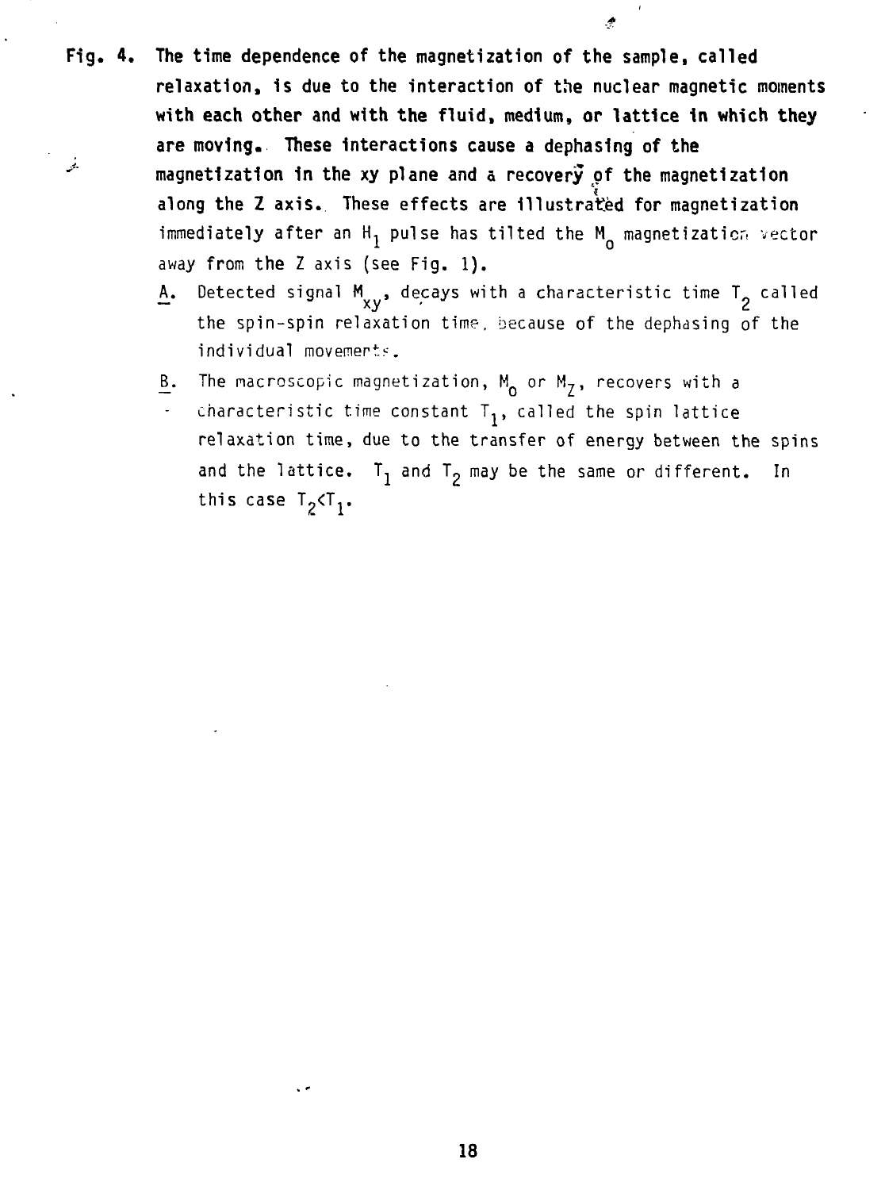**Fig. 4. The time dependence of the magnetization of the sample, called relaxation, is due to the interaction of the nuclear magnetic moments with each other and with the fluid, medium, or lattice in which they are moving. These interactions cause a dephasing of the magnetization in the xy plane and a recovery of the magnetization along the Z axis. These effects are illustrated for magnetization** immediately after an $H_1$ pulse has tilted the $M_0$ magnetization vector away from the Z axis (see Fig. 1).

A. Detected signal $M_{xy}$, decays with a characteristic time $T_2$ called the spin-spin relaxation time, because of the dephasing of the individual movements.

B. The macroscopic magnetization, $M_0$ or $M_Z$, recovers with a characteristic time constant $T_1$, called the spin lattice relaxation time, due to the transfer of energy between the spins and the lattice. $T_1$ and $T_2$ may be the same or different. In this case $T_2 < T_1$.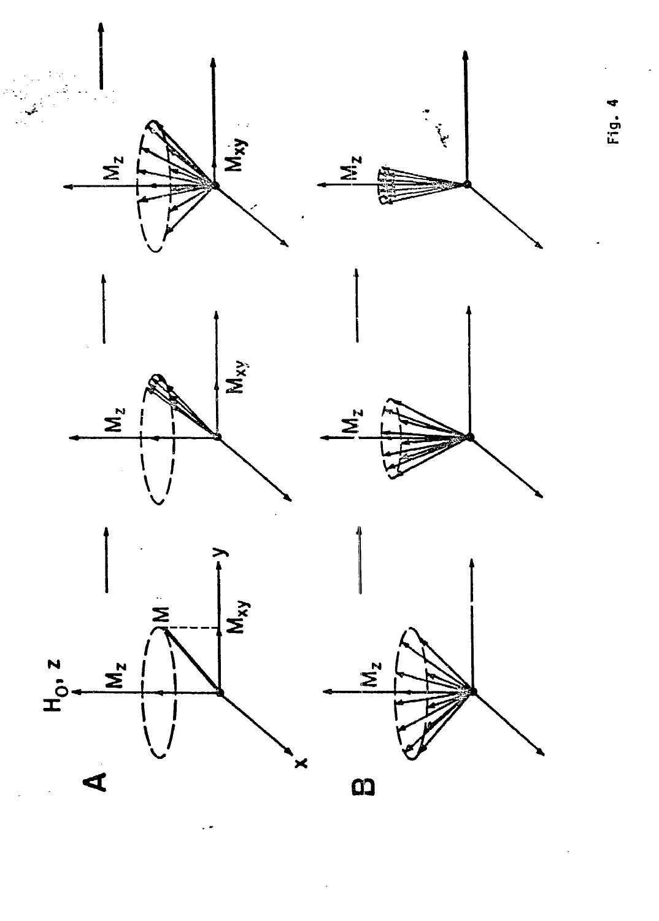Fig. 4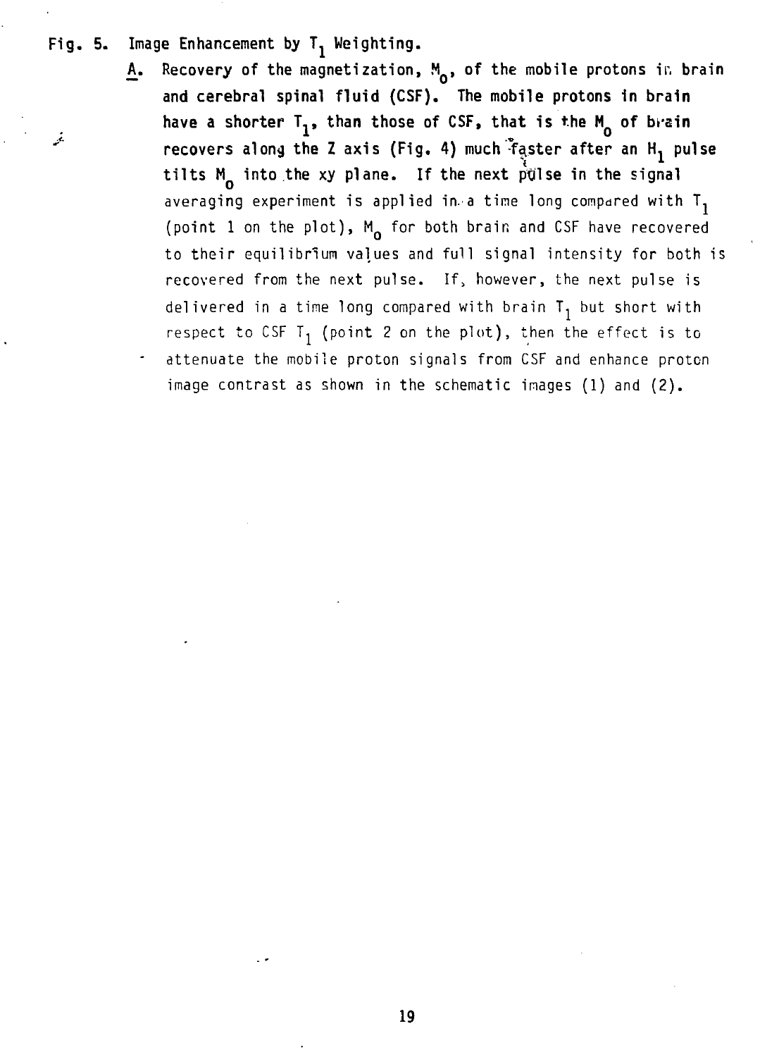Fig. 5. Image Enhancement by $T_1$ Weighting.

A. Recovery of the magnetization, $M_0$, of the mobile protons in brain and cerebral spinal fluid (CSF). The mobile protons in brain have a shorter $T_1$, than those of CSF, that is the $M_0$ of brain recovers along the Z axis (Fig. 4) much faster after an $H_1$ pulse tilts $M_0$ into the xy plane. If the next pulse in the signal averaging experiment is applied in a time long compared with $T_1$ (point 1 on the plot), $M_0$ for both brain and CSF have recovered to their equilibrium values and full signal intensity for both is recovered from the next pulse. If, however, the next pulse is delivered in a time long compared with brain $T_1$ but short with respect to CSF $T_1$ (point 2 on the plot), then the effect is to attenuate the mobile proton signals from CSF and enhance proton image contrast as shown in the schematic images (1) and (2).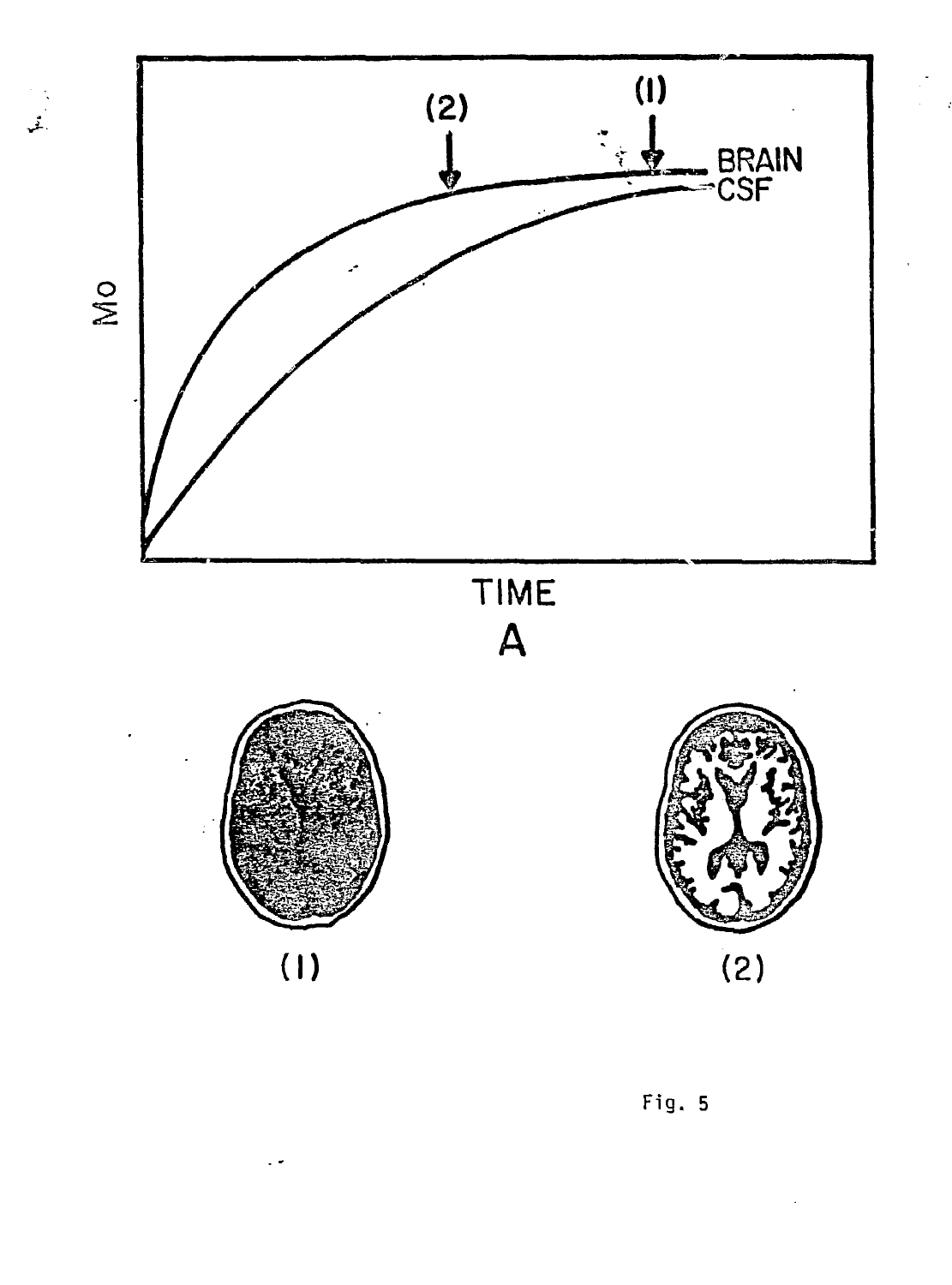Fig. 5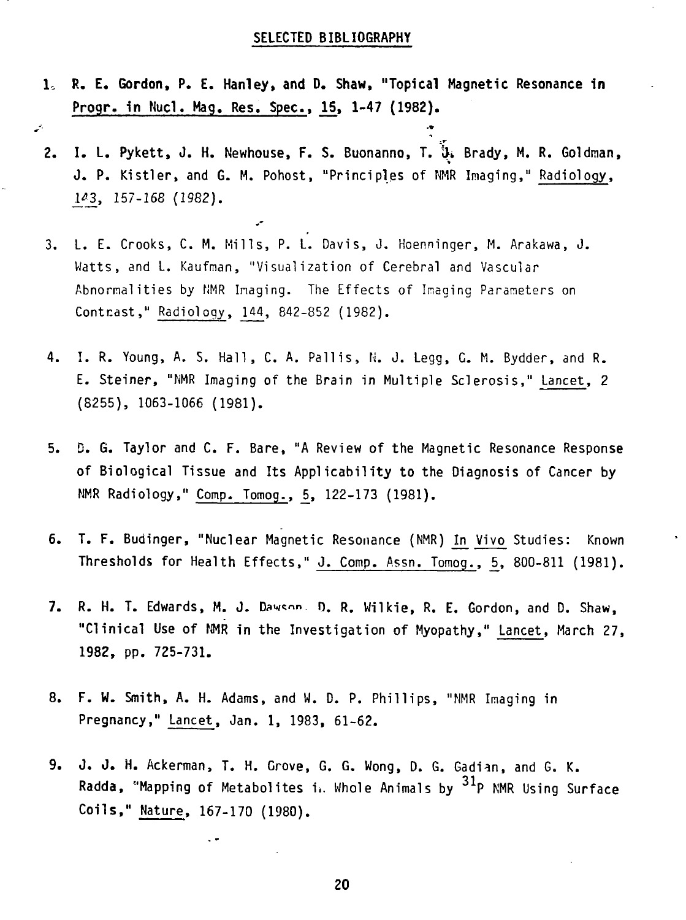## SELECTED BIBLIOGRAPHY

1. R. E. Gordon, P. E. Hanley, and D. Shaw, "Topical Magnetic Resonance in Progr. in Nucl. Mag. Res. Spec., 15, 1-47 (1982).

2. I. L. Pykett, J. H. Newhouse, F. S. Buonanno, T. J. Brady, M. R. Goldman, J. P. Kistler, and G. M. Pohost, "Principles of NMR Imaging," Radiology, 143, 157-168 (1982).

3. L. E. Crooks, C. M. Mills, P. L. Davis, J. Hoenninger, M. Arakawa, J. Watts, and L. Kaufman, "Visualization of Cerebral and Vascular Abnormalities by NMR Imaging. The Effects of Imaging Parameters on Contrast," Radiology, 144, 842-852 (1982).

4. I. R. Young, A. S. Hall, C. A. Pallis, N. J. Legg, G. M. Bydder, and R. E. Steiner, "NMR Imaging of the Brain in Multiple Sclerosis," Lancet, 2 (8255), 1063-1066 (1981).

5. D. G. Taylor and C. F. Bare, "A Review of the Magnetic Resonance Response of Biological Tissue and Its Applicability to the Diagnosis of Cancer by NMR Radiology," Comp. Tomog., 5, 122-173 (1981).

6. T. F. Budinger, "Nuclear Magnetic Resonance (NMR) In Vivo Studies: Known Thresholds for Health Effects," J. Comp. Assn. Tomog., 5, 800-811 (1981).

7. R. H. T. Edwards, M. J. Dawson, D. R. Wilkie, R. E. Gordon, and D. Shaw, "Clinical Use of NMR in the Investigation of Myopathy," Lancet, March 27, 1982, pp. 725-731.

8. F. W. Smith, A. H. Adams, and W. D. P. Phillips, "NMR Imaging in Pregnancy," Lancet, Jan. 1, 1983, 61-62.

9. J. J. H. Ackerman, T. H. Grove, G. G. Wong, D. G. Gadian, and G. K. Radda, "Mapping of Metabolites in Whole Animals by $^{31}P$ NMR Using Surface Coils," Nature, 167-170 (1980).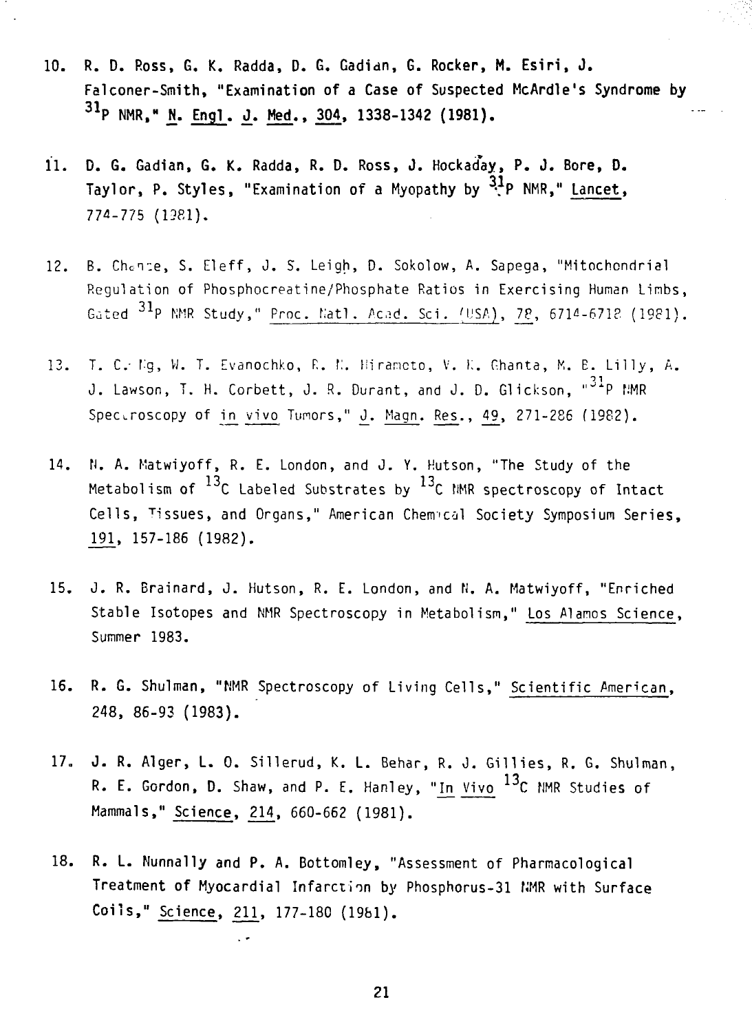10. R. D. Ross, G. K. Radda, D. G. Gadian, G. Rocker, M. Esiri, J. Falconer-Smith, "Examination of a Case of Suspected McArdle's Syndrome by $^{31}$P NMR," N. Engl. J. Med., 304, 1338-1342 (1981).

11. D. G. Gadian, G. K. Radda, R. D. Ross, J. Hockaday, P. J. Bore, D. Taylor, P. Styles, "Examination of a Myopathy by $^{31}$P NMR," Lancet, 774-775 (1981).

12. B. Chance, S. Eleff, J. S. Leigh, D. Sokolow, A. Sapega, "Mitochondrial Regulation of Phosphocreatine/Phosphate Ratios in Exercising Human Limbs, Gated $^{31}$P NMR Study," Proc. Natl. Acad. Sci. (USA), 78, 6714-6718 (1981).

13. T. C. Ng, W. T. Evanochko, R. N. Hiramoto, V. K. Ghanta, M. B. Lilly, A. J. Lawson, T. H. Corbett, J. R. Durant, and J. D. Glickson, "$^{31}$P NMR Spectroscopy of in vivo Tumors," J. Magn. Res., 49, 271-286 (1982).

14. N. A. Matwiyoff, R. E. London, and J. Y. Hutson, "The Study of the Metabolism of $^{13}$C Labeled Substrates by $^{13}$C NMR spectroscopy of Intact Cells, Tissues, and Organs," American Chemical Society Symposium Series, 191, 157-186 (1982).

15. J. R. Brainard, J. Hutson, R. E. London, and N. A. Matwiyoff, "Enriched Stable Isotopes and NMR Spectroscopy in Metabolism," Los Alamos Science, Summer 1983.

16. R. G. Shulman, "NMR Spectroscopy of Living Cells," Scientific American, 248, 86-93 (1983).

17. J. R. Alger, L. O. Sillerud, K. L. Behar, R. J. Gillies, R. G. Shulman, R. E. Gordon, D. Shaw, and P. E. Hanley, "In Vivo $^{13}$C NMR Studies of Mammals," Science, 214, 660-662 (1981).

18. R. L. Nunnally and P. A. Bottomley, "Assessment of Pharmacological Treatment of Myocardial Infarction by Phosphorus-31 NMR with Surface Coils," Science, 211, 177-180 (1981).